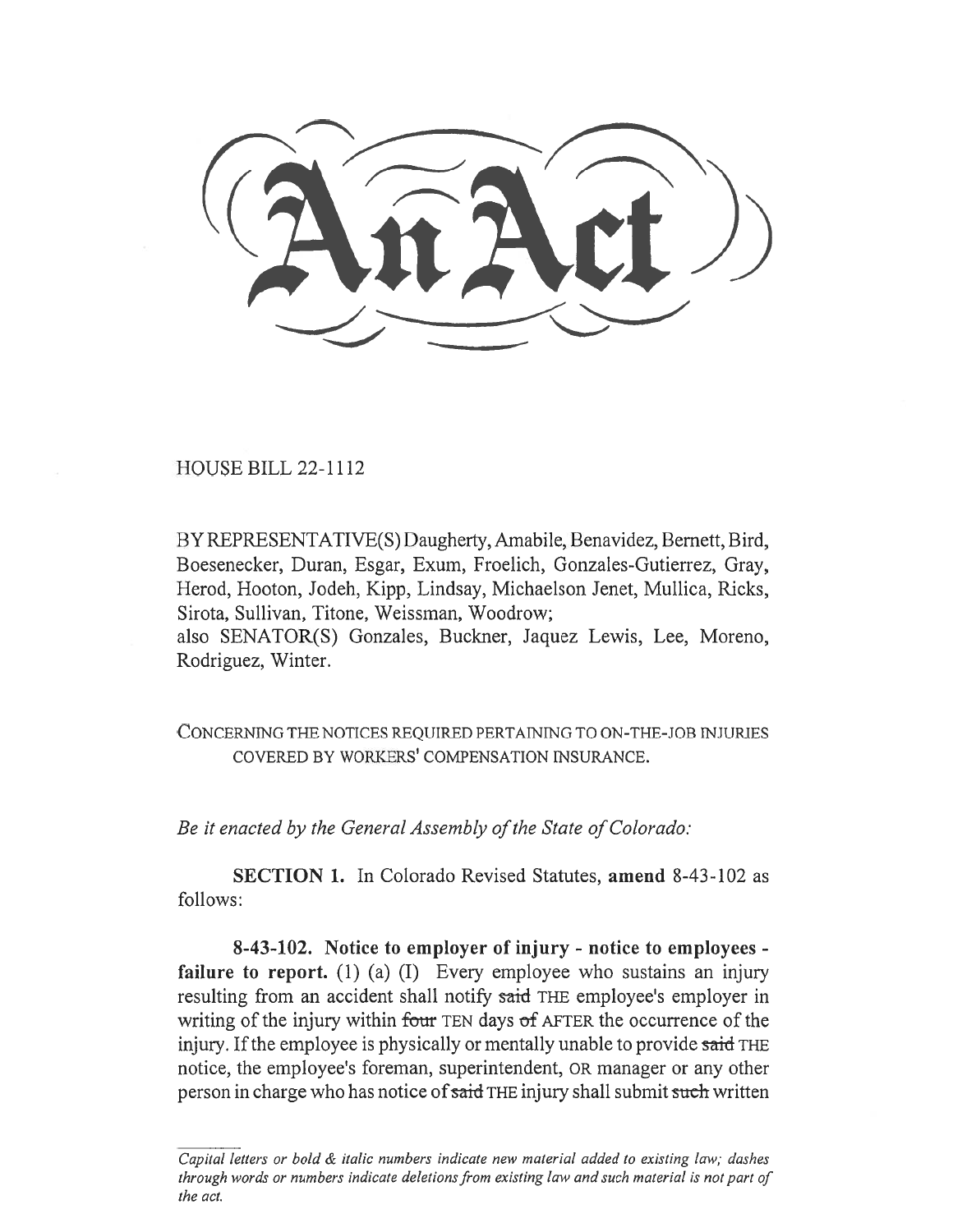# An Act

HOUSE BILL 22-1112

BY REPRESENTATIVE(S) Daugherty, Amabile, Benavidez, Bernett, Bird, Boesenecker, Duran, Esgar, Exum, Froelich, Gonzales-Gutierrez, Gray, Herod, Hooton, Jodeh, Kipp, Lindsay, Michaelson Jenet, Mullica, Ricks, Sirota, Sullivan, Titone, Weissman, Woodrow;
also SENATOR(S) Gonzales, Buckner, Jaquez Lewis, Lee, Moreno, Rodriguez, Winter.

CONCERNING THE NOTICES REQUIRED PERTAINING TO ON-THE-JOB INJURIES COVERED BY WORKERS' COMPENSATION INSURANCE.

*Be it enacted by the General Assembly of the State of Colorado:*

**SECTION 1.** In Colorado Revised Statutes, **amend** 8-43-102 as follows:

**8-43-102. Notice to employer of injury - notice to employees - failure to report.** (1) (a) (I) Every employee who sustains an injury resulting from an accident shall notify ~~said~~ THE employee's employer in writing of the injury within ~~four~~ TEN days ~~of~~ AFTER the occurrence of the injury. If the employee is physically or mentally unable to provide ~~said~~ THE notice, the employee's foreman, superintendent, OR manager or any other person in charge who has notice of ~~said~~ THE injury shall submit ~~such~~ written

*Capital letters or bold & italic numbers indicate new material added to existing law; dashes through words or numbers indicate deletions from existing law and such material is not part of the act.*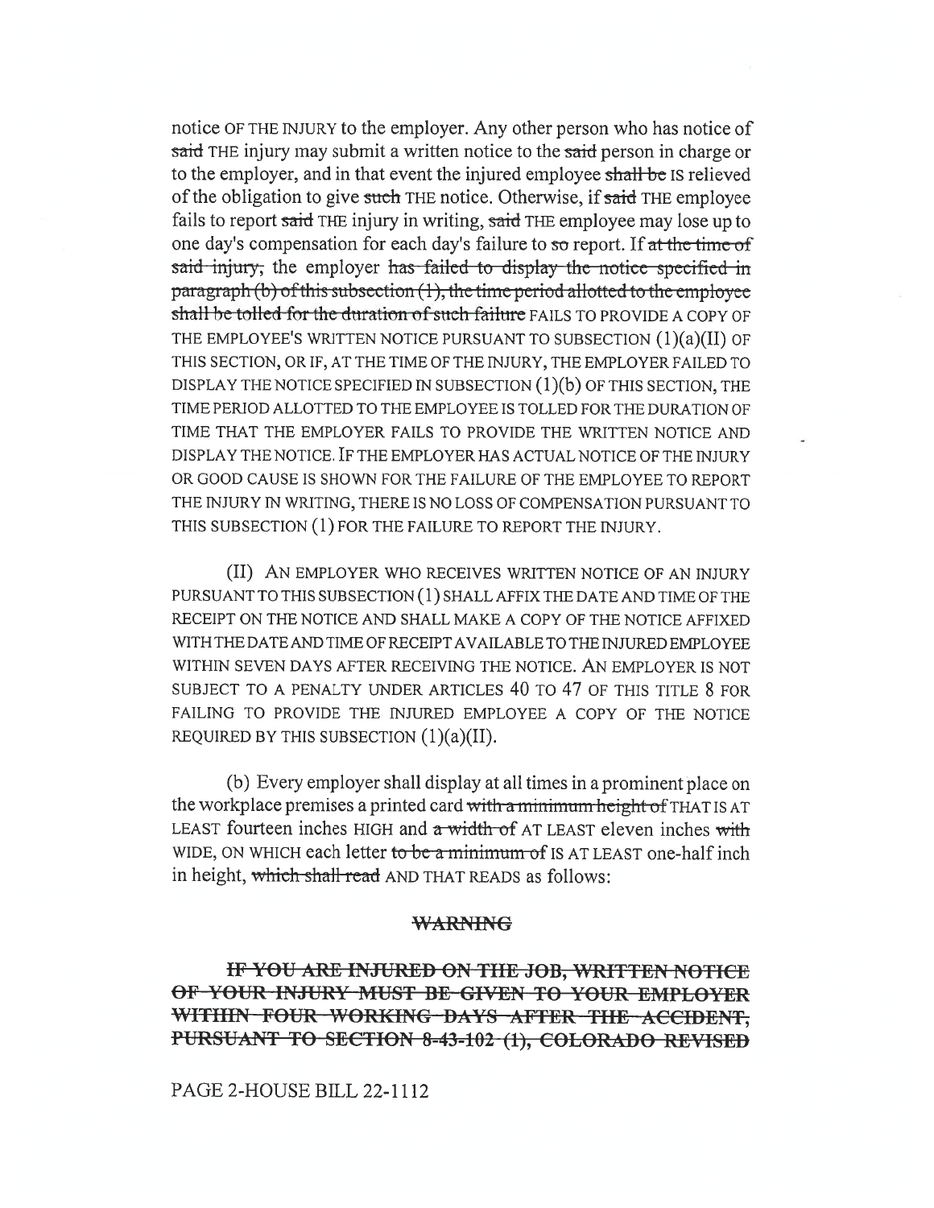notice OF THE INJURY to the employer. Any other person who has notice of ~~said~~ THE injury may submit a written notice to the ~~said~~ person in charge or to the employer, and in that event the injured employee ~~shall be~~ IS relieved of the obligation to give ~~such~~ THE notice. Otherwise, if ~~said~~ THE employee fails to report ~~said~~ THE injury in writing, ~~said~~ THE employee may lose up to one day's compensation for each day's failure to ~~so~~ report. If ~~at the time of said injury,~~ the employer ~~has failed to display the notice specified in paragraph (b) of this subsection (1), the time period allotted to the employee shall be tolled for the duration of such failure~~ FAILS TO PROVIDE A COPY OF THE EMPLOYEE'S WRITTEN NOTICE PURSUANT TO SUBSECTION (1)(a)(II) OF THIS SECTION, OR IF, AT THE TIME OF THE INJURY, THE EMPLOYER FAILED TO DISPLAY THE NOTICE SPECIFIED IN SUBSECTION (1)(b) OF THIS SECTION, THE TIME PERIOD ALLOTTED TO THE EMPLOYEE IS TOLLED FOR THE DURATION OF TIME THAT THE EMPLOYER FAILS TO PROVIDE THE WRITTEN NOTICE AND DISPLAY THE NOTICE. IF THE EMPLOYER HAS ACTUAL NOTICE OF THE INJURY OR GOOD CAUSE IS SHOWN FOR THE FAILURE OF THE EMPLOYEE TO REPORT THE INJURY IN WRITING, THERE IS NO LOSS OF COMPENSATION PURSUANT TO THIS SUBSECTION (1) FOR THE FAILURE TO REPORT THE INJURY.

(II) AN EMPLOYER WHO RECEIVES WRITTEN NOTICE OF AN INJURY PURSUANT TO THIS SUBSECTION (1) SHALL AFFIX THE DATE AND TIME OF THE RECEIPT ON THE NOTICE AND SHALL MAKE A COPY OF THE NOTICE AFFIXED WITH THE DATE AND TIME OF RECEIPT AVAILABLE TO THE INJURED EMPLOYEE WITHIN SEVEN DAYS AFTER RECEIVING THE NOTICE. AN EMPLOYER IS NOT SUBJECT TO A PENALTY UNDER ARTICLES 40 TO 47 OF THIS TITLE 8 FOR FAILING TO PROVIDE THE INJURED EMPLOYEE A COPY OF THE NOTICE REQUIRED BY THIS SUBSECTION (1)(a)(II).

(b) Every employer shall display at all times in a prominent place on the workplace premises a printed card ~~with a minimum height of~~ THAT IS AT LEAST fourteen inches HIGH and ~~a width of~~ AT LEAST eleven inches ~~with~~ WIDE, ON WHICH each letter ~~to be a minimum of~~ IS AT LEAST one-half inch in height, ~~which shall read~~ AND THAT READS as follows:

~~**WARNING**~~

~~**IF YOU ARE INJURED ON THE JOB, WRITTEN NOTICE OF YOUR INJURY MUST BE GIVEN TO YOUR EMPLOYER WITHIN FOUR WORKING DAYS AFTER THE ACCIDENT, PURSUANT TO SECTION 8-43-102 (1), COLORADO REVISED**~~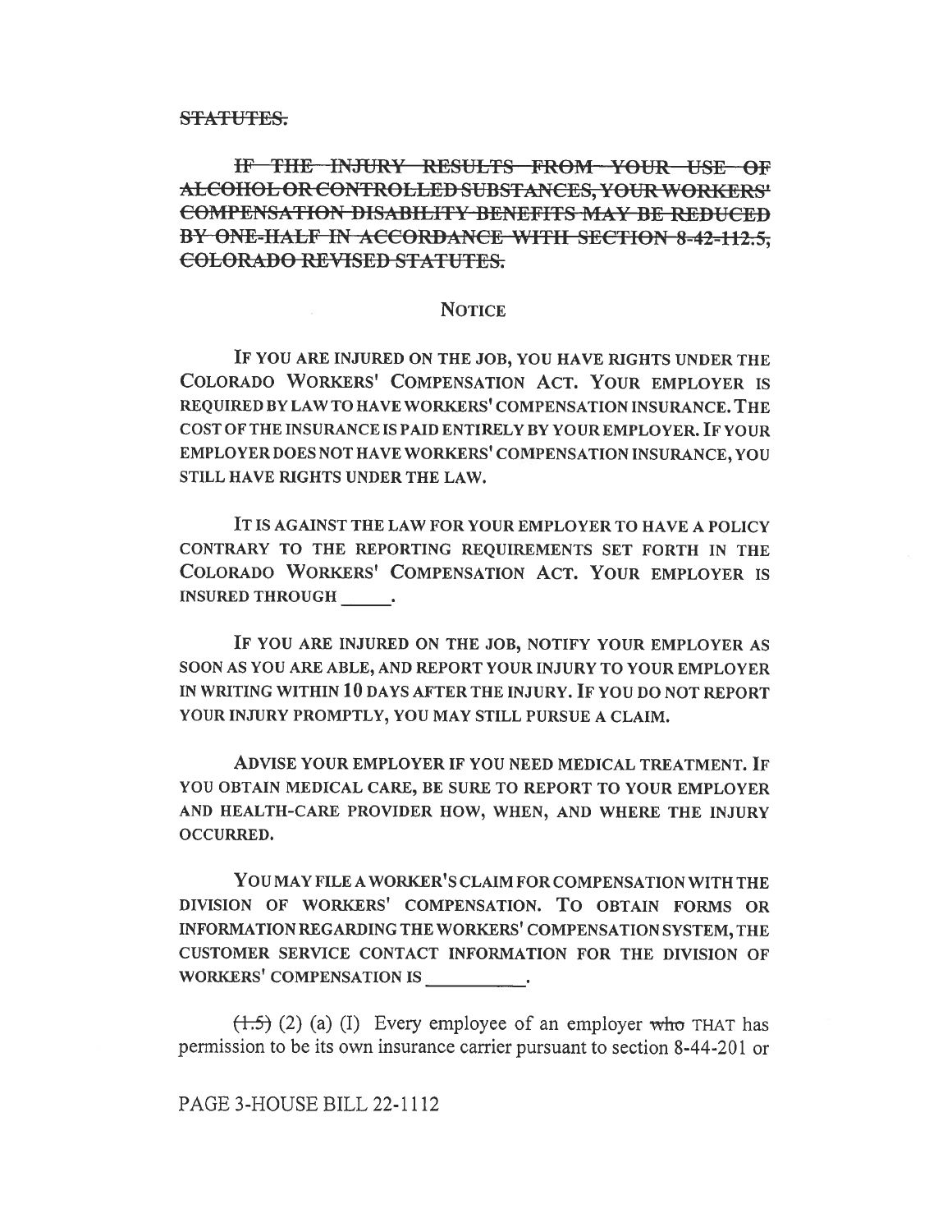~~STATUTES.~~

~~IF THE INJURY RESULTS FROM YOUR USE OF ALCOHOL OR CONTROLLED SUBSTANCES, YOUR WORKERS' COMPENSATION DISABILITY BENEFITS MAY BE REDUCED BY ONE-HALF IN ACCORDANCE WITH SECTION 8-42-112.5, COLORADO REVISED STATUTES.~~

NOTICE

IF YOU ARE INJURED ON THE JOB, YOU HAVE RIGHTS UNDER THE COLORADO WORKERS' COMPENSATION ACT. YOUR EMPLOYER IS REQUIRED BY LAW TO HAVE WORKERS' COMPENSATION INSURANCE. THE COST OF THE INSURANCE IS PAID ENTIRELY BY YOUR EMPLOYER. IF YOUR EMPLOYER DOES NOT HAVE WORKERS' COMPENSATION INSURANCE, YOU STILL HAVE RIGHTS UNDER THE LAW.

IT IS AGAINST THE LAW FOR YOUR EMPLOYER TO HAVE A POLICY CONTRARY TO THE REPORTING REQUIREMENTS SET FORTH IN THE COLORADO WORKERS' COMPENSATION ACT. YOUR EMPLOYER IS INSURED THROUGH _____.

IF YOU ARE INJURED ON THE JOB, NOTIFY YOUR EMPLOYER AS SOON AS YOU ARE ABLE, AND REPORT YOUR INJURY TO YOUR EMPLOYER IN WRITING WITHIN 10 DAYS AFTER THE INJURY. IF YOU DO NOT REPORT YOUR INJURY PROMPTLY, YOU MAY STILL PURSUE A CLAIM.

ADVISE YOUR EMPLOYER IF YOU NEED MEDICAL TREATMENT. IF YOU OBTAIN MEDICAL CARE, BE SURE TO REPORT TO YOUR EMPLOYER AND HEALTH-CARE PROVIDER HOW, WHEN, AND WHERE THE INJURY OCCURRED.

YOU MAY FILE A WORKER'S CLAIM FOR COMPENSATION WITH THE DIVISION OF WORKERS' COMPENSATION. TO OBTAIN FORMS OR INFORMATION REGARDING THE WORKERS' COMPENSATION SYSTEM, THE CUSTOMER SERVICE CONTACT INFORMATION FOR THE DIVISION OF WORKERS' COMPENSATION IS __________.

~~(1.5)~~ (2) (a) (I) Every employee of an employer ~~who~~ THAT has permission to be its own insurance carrier pursuant to section 8-44-201 or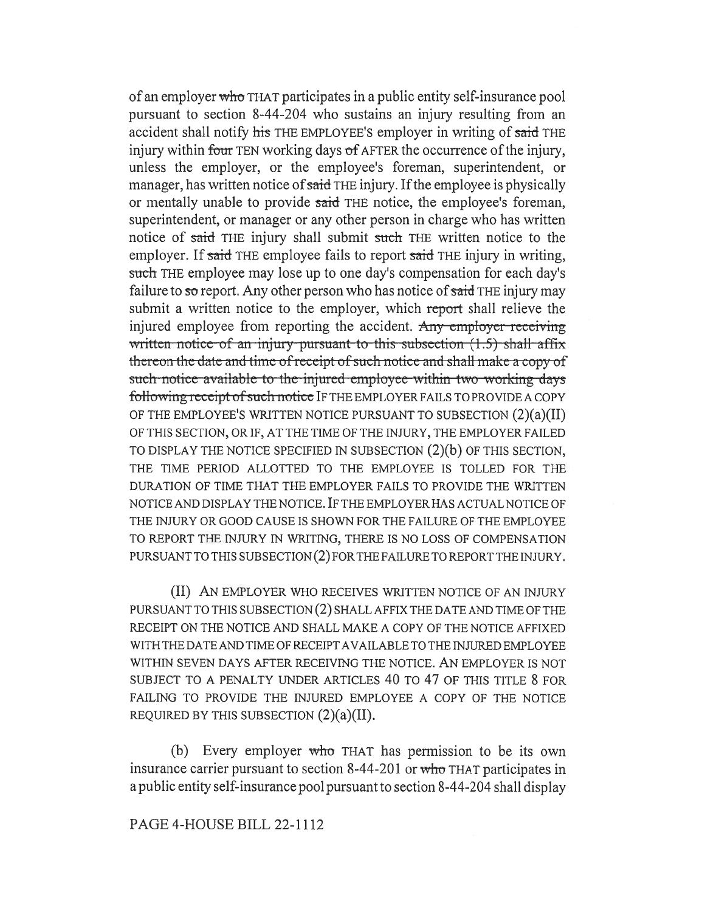of an employer ~~who~~ THAT participates in a public entity self-insurance pool pursuant to section 8-44-204 who sustains an injury resulting from an accident shall notify ~~his~~ THE EMPLOYEE'S employer in writing of ~~said~~ THE injury within ~~four~~ TEN working days ~~of~~ AFTER the occurrence of the injury, unless the employer, or the employee's foreman, superintendent, or manager, has written notice of ~~said~~ THE injury. If the employee is physically or mentally unable to provide ~~said~~ THE notice, the employee's foreman, superintendent, or manager or any other person in charge who has written notice of ~~said~~ THE injury shall submit ~~such~~ THE written notice to the employer. If ~~said~~ THE employee fails to report ~~said~~ THE injury in writing, ~~such~~ THE employee may lose up to one day's compensation for each day's failure to ~~so~~ report. Any other person who has notice of ~~said~~ THE injury may submit a written notice to the employer, which ~~report~~ shall relieve the injured employee from reporting the accident. ~~Any employer receiving written notice of an injury pursuant to this subsection (1.5) shall affix thereon the date and time of receipt of such notice and shall make a copy of such notice available to the injured employee within two working days following receipt of such notice~~ IF THE EMPLOYER FAILS TO PROVIDE A COPY OF THE EMPLOYEE'S WRITTEN NOTICE PURSUANT TO SUBSECTION (2)(a)(II) OF THIS SECTION, OR IF, AT THE TIME OF THE INJURY, THE EMPLOYER FAILED TO DISPLAY THE NOTICE SPECIFIED IN SUBSECTION (2)(b) OF THIS SECTION, THE TIME PERIOD ALLOTTED TO THE EMPLOYEE IS TOLLED FOR THE DURATION OF TIME THAT THE EMPLOYER FAILS TO PROVIDE THE WRITTEN NOTICE AND DISPLAY THE NOTICE. IF THE EMPLOYER HAS ACTUAL NOTICE OF THE INJURY OR GOOD CAUSE IS SHOWN FOR THE FAILURE OF THE EMPLOYEE TO REPORT THE INJURY IN WRITING, THERE IS NO LOSS OF COMPENSATION PURSUANT TO THIS SUBSECTION (2) FOR THE FAILURE TO REPORT THE INJURY.

(II) AN EMPLOYER WHO RECEIVES WRITTEN NOTICE OF AN INJURY PURSUANT TO THIS SUBSECTION (2) SHALL AFFIX THE DATE AND TIME OF THE RECEIPT ON THE NOTICE AND SHALL MAKE A COPY OF THE NOTICE AFFIXED WITH THE DATE AND TIME OF RECEIPT AVAILABLE TO THE INJURED EMPLOYEE WITHIN SEVEN DAYS AFTER RECEIVING THE NOTICE. AN EMPLOYER IS NOT SUBJECT TO A PENALTY UNDER ARTICLES 40 TO 47 OF THIS TITLE 8 FOR FAILING TO PROVIDE THE INJURED EMPLOYEE A COPY OF THE NOTICE REQUIRED BY THIS SUBSECTION (2)(a)(II).

(b) Every employer ~~who~~ THAT has permission to be its own insurance carrier pursuant to section 8-44-201 or ~~who~~ THAT participates in a public entity self-insurance pool pursuant to section 8-44-204 shall display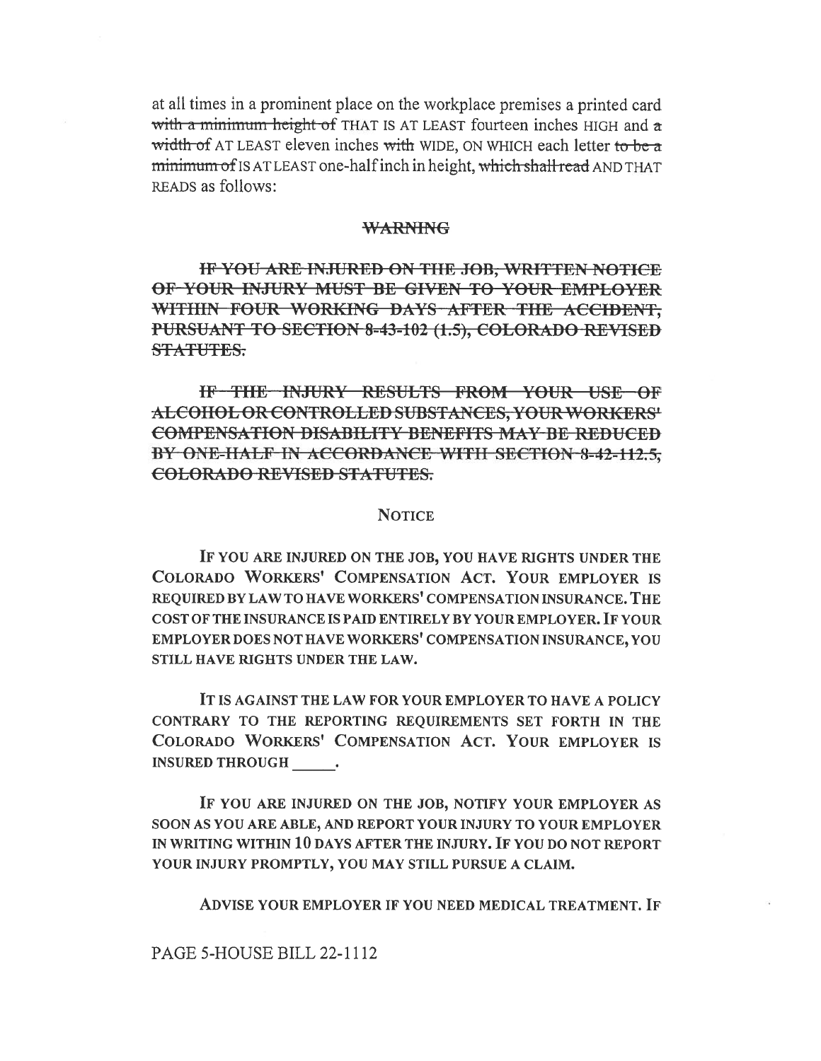at all times in a prominent place on the workplace premises a printed card ~~with a minimum height of~~ THAT IS AT LEAST fourteen inches HIGH and ~~a width of~~ AT LEAST eleven inches ~~with~~ WIDE, ON WHICH each letter ~~to be a minimum of~~ IS AT LEAST one-half inch in height, ~~which shall read~~ AND THAT READS as follows:

~~WARNING~~

~~IF YOU ARE INJURED ON THE JOB, WRITTEN NOTICE OF YOUR INJURY MUST BE GIVEN TO YOUR EMPLOYER WITHIN FOUR WORKING DAYS AFTER THE ACCIDENT, PURSUANT TO SECTION 8-43-102 (1.5), COLORADO REVISED STATUTES.~~

~~IF THE INJURY RESULTS FROM YOUR USE OF ALCOHOL OR CONTROLLED SUBSTANCES, YOUR WORKERS' COMPENSATION DISABILITY BENEFITS MAY BE REDUCED BY ONE-HALF IN ACCORDANCE WITH SECTION 8-42-112.5, COLORADO REVISED STATUTES.~~

NOTICE

IF YOU ARE INJURED ON THE JOB, YOU HAVE RIGHTS UNDER THE COLORADO WORKERS' COMPENSATION ACT. YOUR EMPLOYER IS REQUIRED BY LAW TO HAVE WORKERS' COMPENSATION INSURANCE. THE COST OF THE INSURANCE IS PAID ENTIRELY BY YOUR EMPLOYER. IF YOUR EMPLOYER DOES NOT HAVE WORKERS' COMPENSATION INSURANCE, YOU STILL HAVE RIGHTS UNDER THE LAW.

IT IS AGAINST THE LAW FOR YOUR EMPLOYER TO HAVE A POLICY CONTRARY TO THE REPORTING REQUIREMENTS SET FORTH IN THE COLORADO WORKERS' COMPENSATION ACT. YOUR EMPLOYER IS INSURED THROUGH \_\_\_\_\_.

IF YOU ARE INJURED ON THE JOB, NOTIFY YOUR EMPLOYER AS SOON AS YOU ARE ABLE, AND REPORT YOUR INJURY TO YOUR EMPLOYER IN WRITING WITHIN 10 DAYS AFTER THE INJURY. IF YOU DO NOT REPORT YOUR INJURY PROMPTLY, YOU MAY STILL PURSUE A CLAIM.

ADVISE YOUR EMPLOYER IF YOU NEED MEDICAL TREATMENT. IF

PAGE 5-HOUSE BILL 22-1112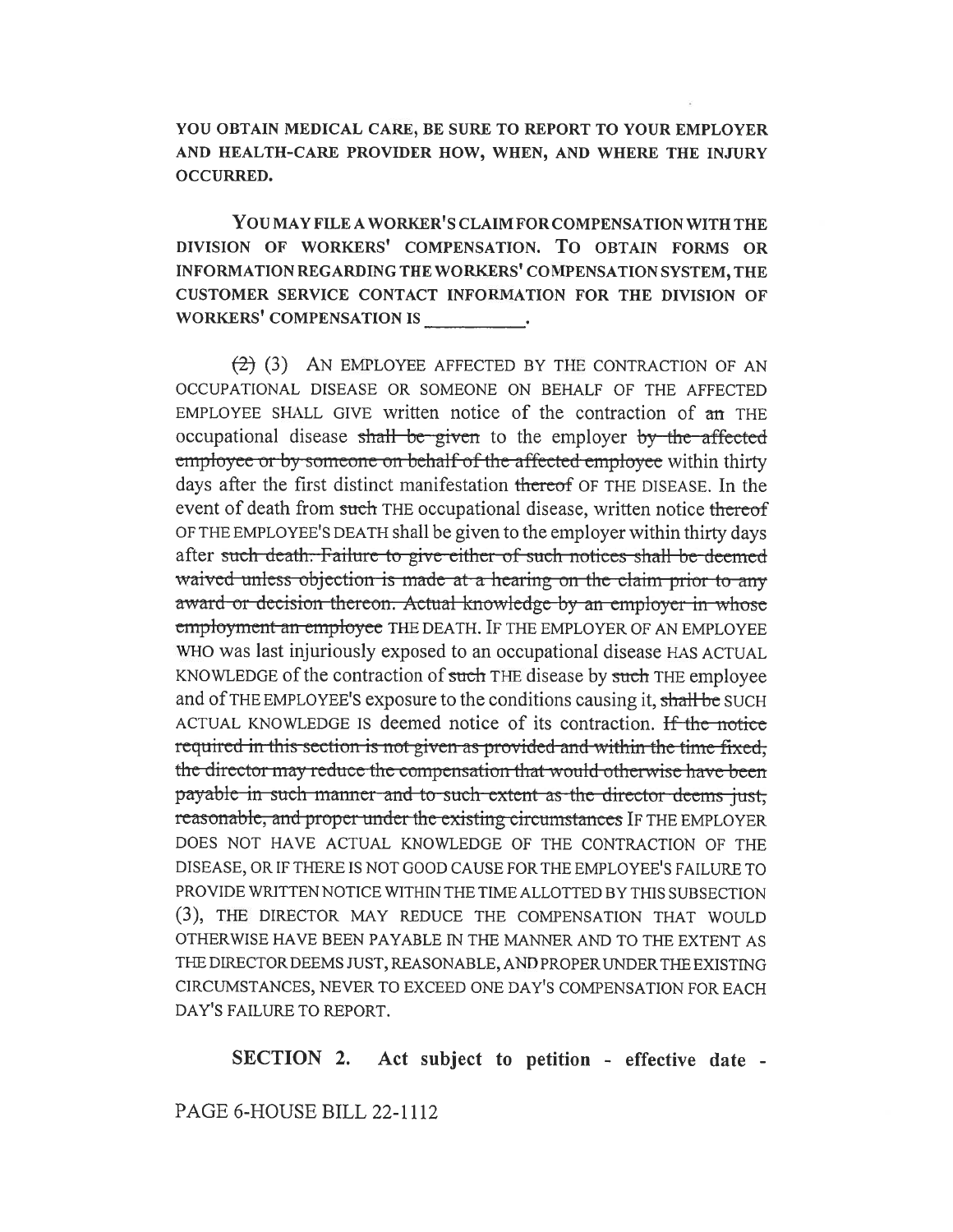YOU OBTAIN MEDICAL CARE, BE SURE TO REPORT TO YOUR EMPLOYER AND HEALTH-CARE PROVIDER HOW, WHEN, AND WHERE THE INJURY OCCURRED.

YOU MAY FILE A WORKER'S CLAIM FOR COMPENSATION WITH THE DIVISION OF WORKERS' COMPENSATION. TO OBTAIN FORMS OR INFORMATION REGARDING THE WORKERS' COMPENSATION SYSTEM, THE CUSTOMER SERVICE CONTACT INFORMATION FOR THE DIVISION OF WORKERS' COMPENSATION IS __________.

~~(2)~~ (3) AN EMPLOYEE AFFECTED BY THE CONTRACTION OF AN OCCUPATIONAL DISEASE OR SOMEONE ON BEHALF OF THE AFFECTED EMPLOYEE SHALL GIVE written notice of the contraction of ~~an~~ THE occupational disease ~~shall be given~~ to the employer ~~by the affected employee or by someone on behalf of the affected employee~~ within thirty days after the first distinct manifestation ~~thereof~~ OF THE DISEASE. In the event of death from ~~such~~ THE occupational disease, written notice ~~thereof~~ OF THE EMPLOYEE'S DEATH shall be given to the employer within thirty days after ~~such death. Failure to give either of such notices shall be deemed waived unless objection is made at a hearing on the claim prior to any award or decision thereon. Actual knowledge by an employer in whose employment an employee~~ THE DEATH. IF THE EMPLOYER OF AN EMPLOYEE WHO was last injuriously exposed to an occupational disease HAS ACTUAL KNOWLEDGE of the contraction of ~~such~~ THE disease by ~~such~~ THE employee and of THE EMPLOYEE'S exposure to the conditions causing it, ~~shall be~~ SUCH ACTUAL KNOWLEDGE IS deemed notice of its contraction. ~~If the notice required in this section is not given as provided and within the time fixed, the director may reduce the compensation that would otherwise have been payable in such manner and to such extent as the director deems just, reasonable, and proper under the existing circumstances~~ IF THE EMPLOYER DOES NOT HAVE ACTUAL KNOWLEDGE OF THE CONTRACTION OF THE DISEASE, OR IF THERE IS NOT GOOD CAUSE FOR THE EMPLOYEE'S FAILURE TO PROVIDE WRITTEN NOTICE WITHIN THE TIME ALLOTTED BY THIS SUBSECTION (3), THE DIRECTOR MAY REDUCE THE COMPENSATION THAT WOULD OTHERWISE HAVE BEEN PAYABLE IN THE MANNER AND TO THE EXTENT AS THE DIRECTOR DEEMS JUST, REASONABLE, AND PROPER UNDER THE EXISTING CIRCUMSTANCES, NEVER TO EXCEED ONE DAY'S COMPENSATION FOR EACH DAY'S FAILURE TO REPORT.

**SECTION 2. Act subject to petition - effective date -**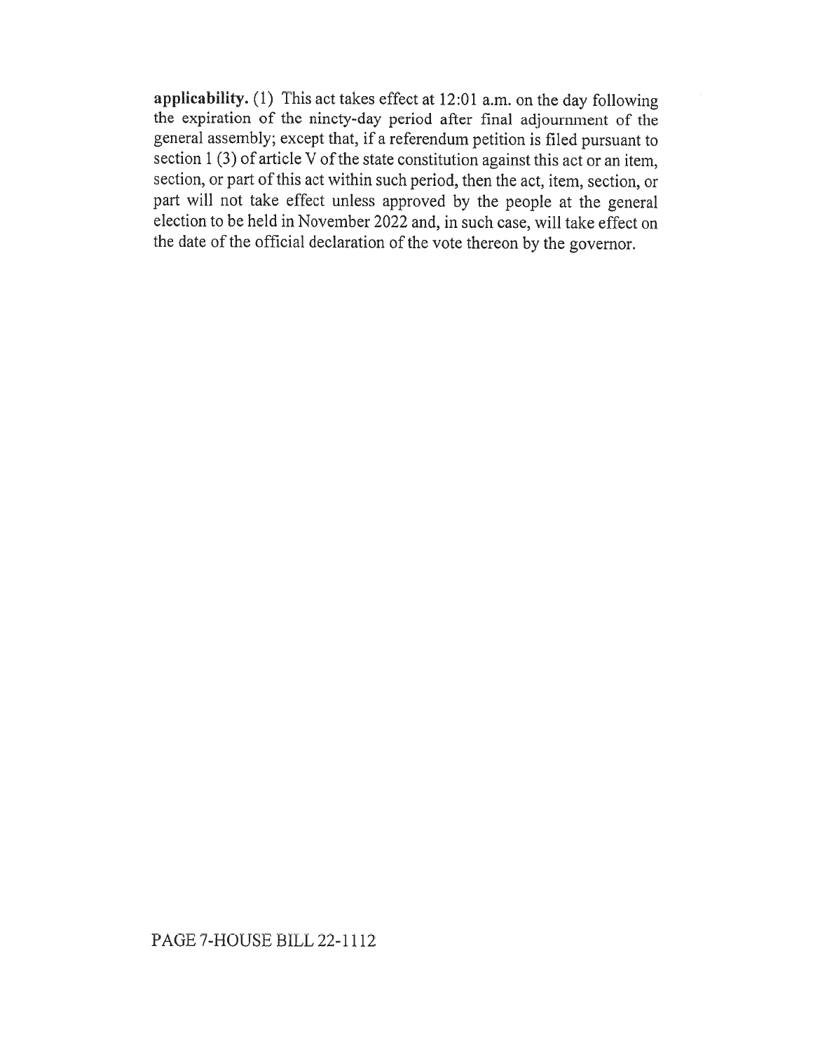**applicability.** (1) This act takes effect at 12:01 a.m. on the day following the expiration of the ninety-day period after final adjournment of the general assembly; except that, if a referendum petition is filed pursuant to section 1 (3) of article V of the state constitution against this act or an item, section, or part of this act within such period, then the act, item, section, or part will not take effect unless approved by the people at the general election to be held in November 2022 and, in such case, will take effect on the date of the official declaration of the vote thereon by the governor.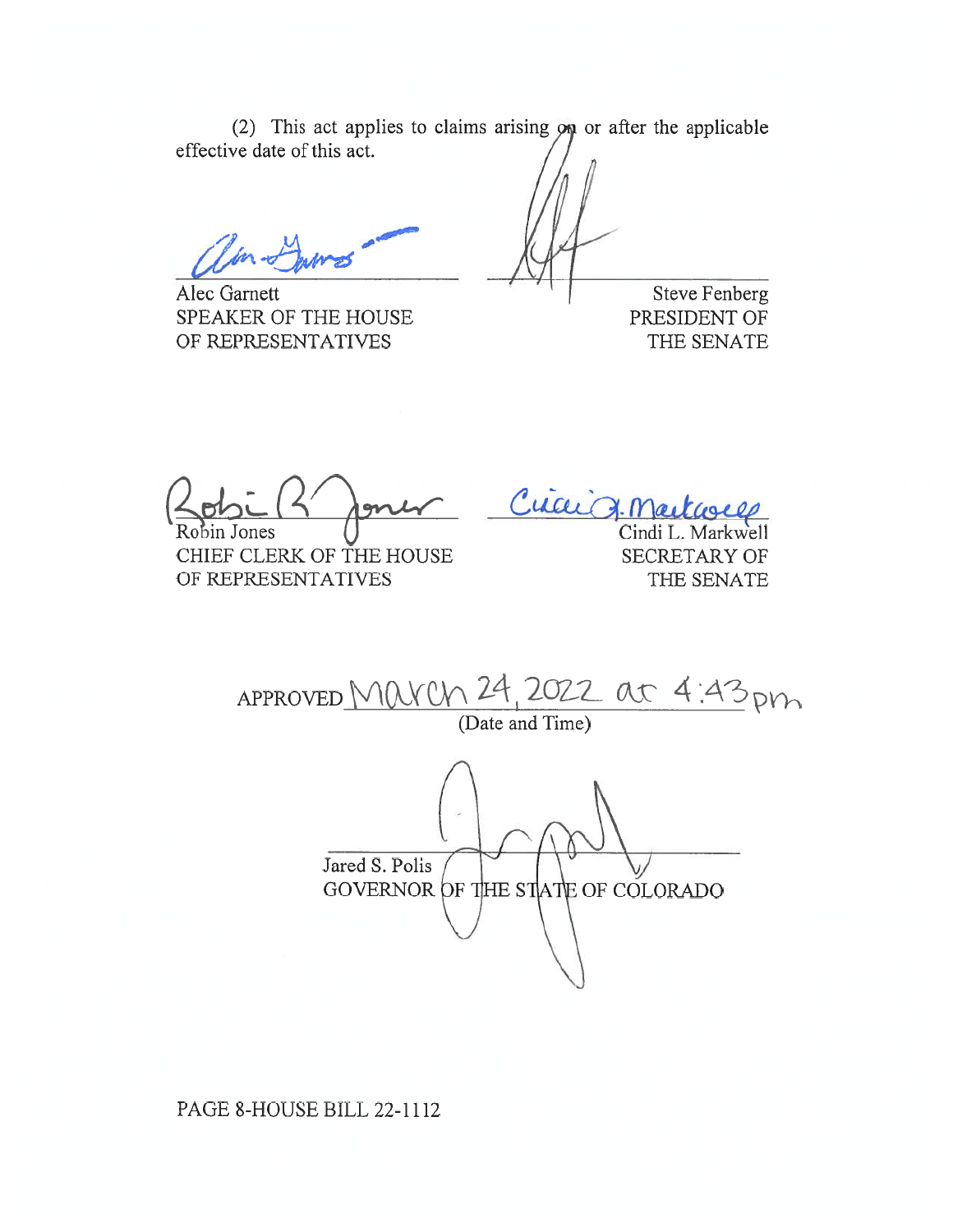(2) This act applies to claims arising on or after the applicable effective date of this act.

| | |
|---|---|
| Alec Garnett<br>SPEAKER OF THE HOUSE<br>OF REPRESENTATIVES | Steve Fenberg<br>PRESIDENT OF<br>THE SENATE |
| Robin Jones<br>CHIEF CLERK OF THE HOUSE<br>OF REPRESENTATIVES | Cindi L. Markwell<br>SECRETARY OF<br>THE SENATE |

APPROVED March 24, 2022 at 4:43pm
(Date and Time)

Jared S. Polis
GOVERNOR OF THE STATE OF COLORADO

PAGE 8-HOUSE BILL 22-1112